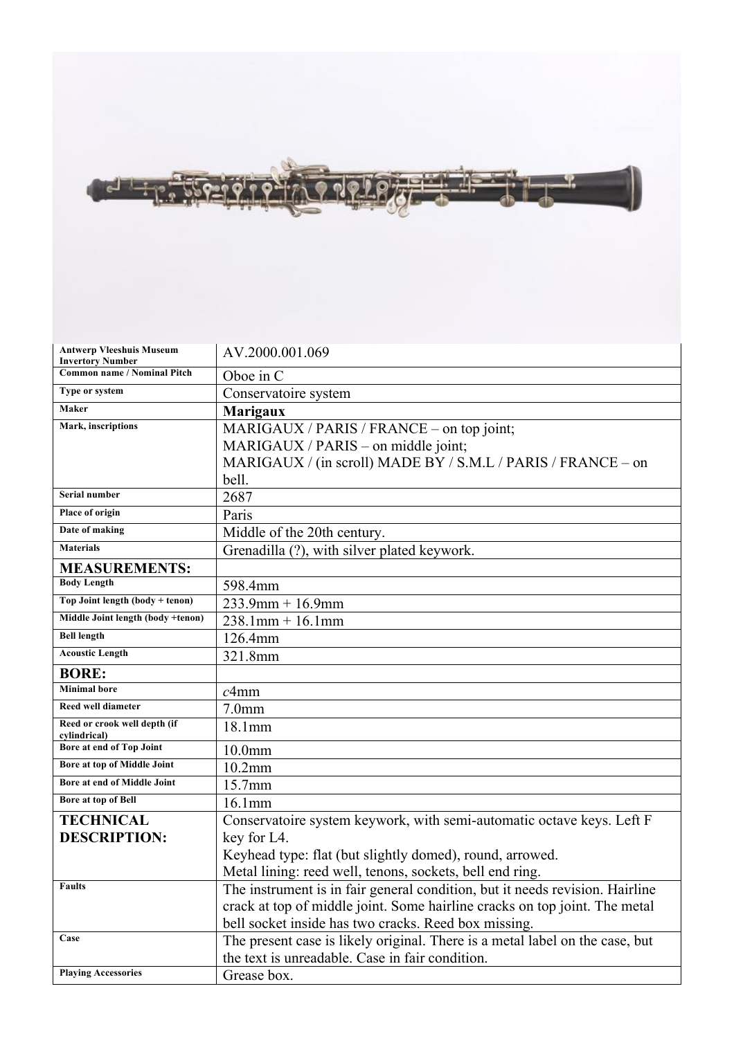| | |
|---|---|
| **Antwerp Vleeshuis Museum Invertory Number** | AV.2000.001.069 |
| **Common name / Nominal Pitch** | Oboe in C |
| **Type or system** | Conservatoire system |
| **Maker** | **Marigaux** |
| **Mark, inscriptions** | MARIGAUX / PARIS / FRANCE – on top joint;<br>MARIGAUX / PARIS – on middle joint;<br>MARIGAUX / (in scroll) MADE BY / S.M.L / PARIS / FRANCE – on bell. |
| **Serial number** | 2687 |
| **Place of origin** | Paris |
| **Date of making** | Middle of the 20th century. |
| **Materials** | Grenadilla (?), with silver plated keywork. |
| **MEASUREMENTS:** | |
| **Body Length** | 598.4mm |
| **Top Joint length (body + tenon)** | 233.9mm + 16.9mm |
| **Middle Joint length (body +tenon)** | 238.1mm + 16.1mm |
| **Bell length** | 126.4mm |
| **Acoustic Length** | 321.8mm |
| **BORE:** | |
| **Minimal bore** | *c*4mm |
| **Reed well diameter** | 7.0mm |
| **Reed or crook well depth (if cylindrical)** | 18.1mm |
| **Bore at end of Top Joint** | 10.0mm |
| **Bore at top of Middle Joint** | 10.2mm |
| **Bore at end of Middle Joint** | 15.7mm |
| **Bore at top of Bell** | 16.1mm |
| **TECHNICAL DESCRIPTION:** | Conservatoire system keywork, with semi-automatic octave keys. Left F key for L4.<br>Keyhead type: flat (but slightly domed), round, arrowed.<br>Metal lining: reed well, tenons, sockets, bell end ring. |
| **Faults** | The instrument is in fair general condition, but it needs revision. Hairline crack at top of middle joint. Some hairline cracks on top joint. The metal bell socket inside has two cracks. Reed box missing. |
| **Case** | The present case is likely original. There is a metal label on the case, but the text is unreadable. Case in fair condition. |
| **Playing Accessories** | Grease box. |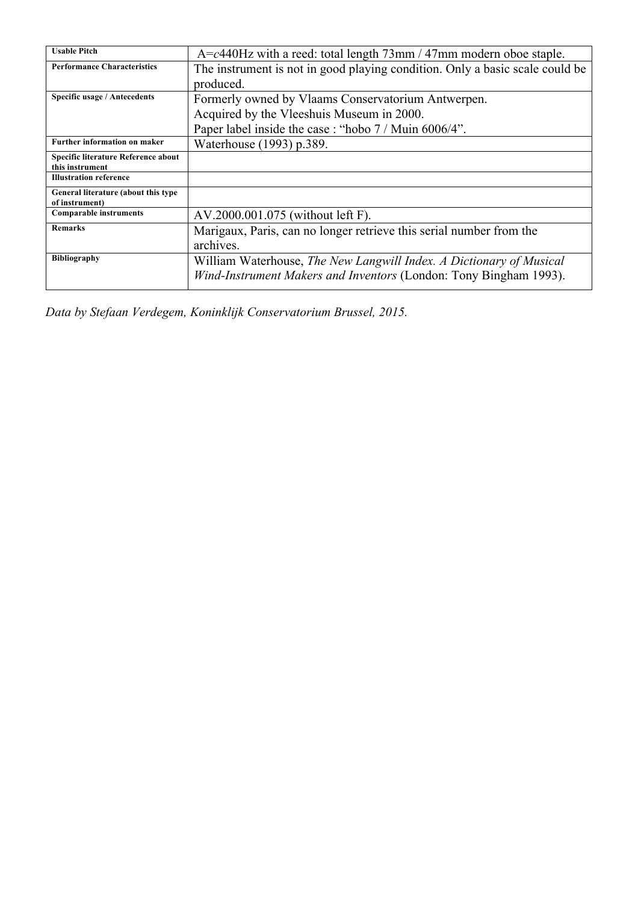| | |
|---|---|
| **Usable Pitch** | A=*c*440Hz with a reed: total length 73mm / 47mm modern oboe staple. |
| **Performance Characteristics** | The instrument is not in good playing condition. Only a basic scale could be produced. |
| **Specific usage / Antecedents** | Formerly owned by Vlaams Conservatorium Antwerpen.<br>Acquired by the Vleeshuis Museum in 2000.<br>Paper label inside the case : "hobo 7 / Muin 6006/4". |
| **Further information on maker** | Waterhouse (1993) p.389. |
| **Specific literature Reference about this instrument** | |
| **Illustration reference** | |
| **General literature (about this type of instrument)** | |
| **Comparable instruments** | AV.2000.001.075 (without left F). |
| **Remarks** | Marigaux, Paris, can no longer retrieve this serial number from the archives. |
| **Bibliography** | William Waterhouse, *The New Langwill Index. A Dictionary of Musical Wind-Instrument Makers and Inventors* (London: Tony Bingham 1993). |

*Data by Stefaan Verdegem, Koninklijk Conservatorium Brussel, 2015.*